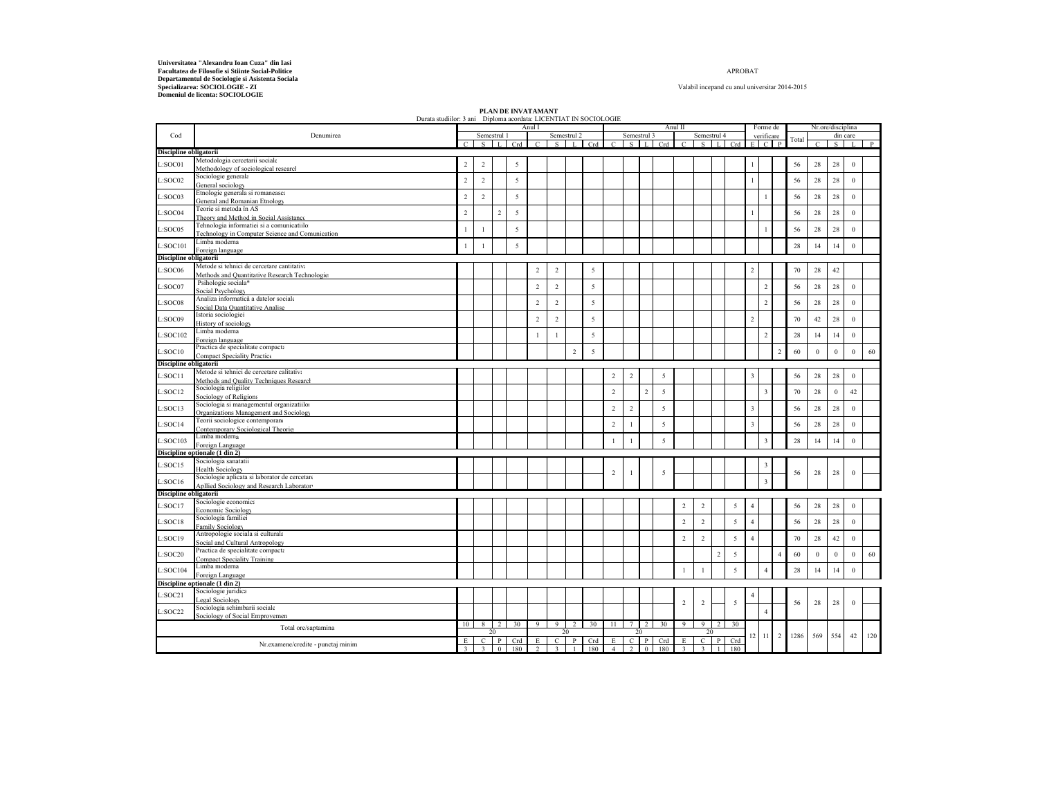**Universitatea "Alexandru Ioan Cuza" din Iasi**
**Facultatea de Filosofie si Stiinte Social-Politice**
**Departamentul de Sociologie si Asistenta Sociala**
**Specializarea: SOCIOLOGIE - ZI**
**Domeniul de licenta: SOCIOLOGIE**

APROBAT

Valabil incepand cu anul universitar 2014-2015

**PLAN DE INVATAMANT**

Durata studiilor: 3 ani Diploma acordata: LICENTIAT IN SOCIOLOGIE

| Cod | Denumirea | Anul I | | | | | | | | Anul II | | | | | | | | Forme de verificare | | | Total | Nr.ore/disciplina din care | | | |
|---|---|---|---|---|---|---|---|---|---|---|---|---|---|---|---|---|---|---|---|---|---|---|---|---|---|
| | | Semestrul 1 | | | | Semestrul 2 | | | | Semestrul 3 | | | | Semestrul 4 | | | | | | | | | | | |
| | | C | S | L | Crd | C | S | L | Crd | C | S | L | Crd | C | S | L | Crd | E | C | P | | C | S | L | P |
| **Discipline obligatorii** | | | | | | | | | | | | | | | | | | | | | | | | | |
| L:SOC01 | Metodologia cercetarii sociale / Methodology of sociological research | 2 | 2 | | 5 | | | | | | | | | | | | | 1 | | | 56 | 28 | 28 | 0 | |
| L:SOC02 | Sociologie generala / General sociology | 2 | 2 | | 5 | | | | | | | | | | | | | 1 | | | 56 | 28 | 28 | 0 | |
| L:SOC03 | Etnologie generala si romaneasca / General and Romanian Etnology | 2 | 2 | | 5 | | | | | | | | | | | | | | 1 | | 56 | 28 | 28 | 0 | |
| L:SOC04 | Teorie si metoda în AS / Theory and Method in Social Assistance | 2 | | 2 | 5 | | | | | | | | | | | | | 1 | | | 56 | 28 | 28 | 0 | |
| L:SOC05 | Tehnologia informatiei si a comunicatiilor / Technology in Computer Science and Comunication | 1 | 1 | | 5 | | | | | | | | | | | | | | 1 | | 56 | 28 | 28 | 0 | |
| L:SOC101 | Limba moderna / Foreign language | 1 | 1 | | 5 | | | | | | | | | | | | | | | | 28 | 14 | 14 | 0 | |
| **Discipline obligatorii** | | | | | | | | | | | | | | | | | | | | | | | | | |
| L:SOC06 | Metode si tehnici de cercetare cantitativa / Methods and Quantitative Research Technologies | | | | | 2 | 2 | | 5 | | | | | | | | | 2 | | | 70 | 28 | 42 | | |
| L:SOC07 | Psihologie sociala* / Social Psychology | | | | | 2 | 2 | | 5 | | | | | | | | | | 2 | | 56 | 28 | 28 | 0 | |
| L:SOC08 | Analiza informatică a datelor sociale / Social Data Quantitative Analise | | | | | 2 | 2 | | 5 | | | | | | | | | | 2 | | 56 | 28 | 28 | 0 | |
| L:SOC09 | Istoria sociologiei / History of sociology | | | | | 2 | 2 | | 5 | | | | | | | | | 2 | | | 70 | 42 | 28 | 0 | |
| L:SOC102 | Limba moderna / Foreign language | | | | | 1 | 1 | | 5 | | | | | | | | | | 2 | | 28 | 14 | 14 | 0 | |
| L:SOC10 | Practica de specialitate compacta / Compact Speciality Practice | | | | | | | 2 | 5 | | | | | | | | | | | 2 | 60 | 0 | 0 | 0 | 60 |
| **Discipline obligatorii** | | | | | | | | | | | | | | | | | | | | | | | | | |
| L:SOC11 | Metode si tehnici de cercetare calitativa / Methods and Quality Techniques Research | | | | | | | | | 2 | 2 | | 5 | | | | | 3 | | | 56 | 28 | 28 | 0 | |
| L:SOC12 | Sociologia religiilor / Sociology of Religions | | | | | | | | | 2 | | 2 | 5 | | | | | | 3 | | 70 | 28 | 0 | 42 | |
| L:SOC13 | Sociologia si managementul organizatiilor / Organizations Management and Sociology | | | | | | | | | 2 | 2 | | 5 | | | | | 3 | | | 56 | 28 | 28 | 0 | |
| L:SOC14 | Teorii sociologice contemporane / Contemporary Sociological Theories | | | | | | | | | 2 | 1 | | 5 | | | | | 3 | | | 56 | 28 | 28 | 0 | |
| L:SOC103 | Limba moderna / Foreign Language | | | | | | | | | 1 | 1 | | 5 | | | | | | 3 | | 28 | 14 | 14 | 0 | |
| **Discipline optionale (1 din 2)** | | | | | | | | | | | | | | | | | | | | | | | | | |
| L:SOC15 | Sociologia sanatatii / Health Sociology | | | | | | | | | 2 | 1 | | 5 | | | | | | 3 | | 56 | 28 | 28 | 0 | |
| L:SOC16 | Sociologie aplicata si laborator de cercetare / Apllied Sociology and Research Laboratory | | | | | | | | | | | | | | | | | | 3 | | | | | | |
| **Discipline obligatorii** | | | | | | | | | | | | | | | | | | | | | | | | | |
| L:SOC17 | Sociologie economica / Economic Sociology | | | | | | | | | | | | | 2 | 2 | | 5 | 4 | | | 56 | 28 | 28 | 0 | |
| L:SOC18 | Sociologia familiei / Family Sociology | | | | | | | | | | | | | 2 | 2 | | 5 | 4 | | | 56 | 28 | 28 | 0 | |
| L:SOC19 | Antropologie sociala si culturala / Social and Cultural Antropology | | | | | | | | | | | | | 2 | 2 | | 5 | 4 | | | 70 | 28 | 42 | 0 | |
| L:SOC20 | Practica de specialitate compacta / Compact Speciality Training | | | | | | | | | | | | | | | 2 | 5 | | | 4 | 60 | 0 | 0 | 0 | 60 |
| L:SOC104 | Limba moderna / Foreign Language | | | | | | | | | | | | | 1 | 1 | | 5 | | 4 | | 28 | 14 | 14 | 0 | |
| **Discipline optionale (1 din 2)** | | | | | | | | | | | | | | | | | | | | | | | | | |
| L:SOC21 | Sociologie juridica / Legal Sociology | | | | | | | | | | | | | 2 | 2 | | 5 | 4 | | | 56 | 28 | 28 | 0 | |
| L:SOC22 | Sociologia schimbarii sociale / Sociology of Social Empropvement | | | | | | | | | | | | | | | | | | 4 | | | | | | |
| Total ore/saptamina | | 10 | 8 | 2 | 30 | 9 | 9 | 2 | 30 | 11 | 7 | 2 | 30 | 9 | 9 | 2 | 30 | 12 | 11 | 2 | 1286 | 569 | 554 | 42 | 120 |
| | | 20 | | | | 20 | | | | 20 | | | | 20 | | | | | | | | | | | |
| Nr.examene/credite - punctaj minim | | E | C | P | Crd | E | C | P | Crd | E | C | P | Crd | E | C | P | Crd | | | | | | | | |
| | | 3 | 3 | 0 | 180 | 2 | 3 | 1 | 180 | 4 | 2 | 0 | 180 | 3 | 3 | 1 | 180 | | | | | | | | |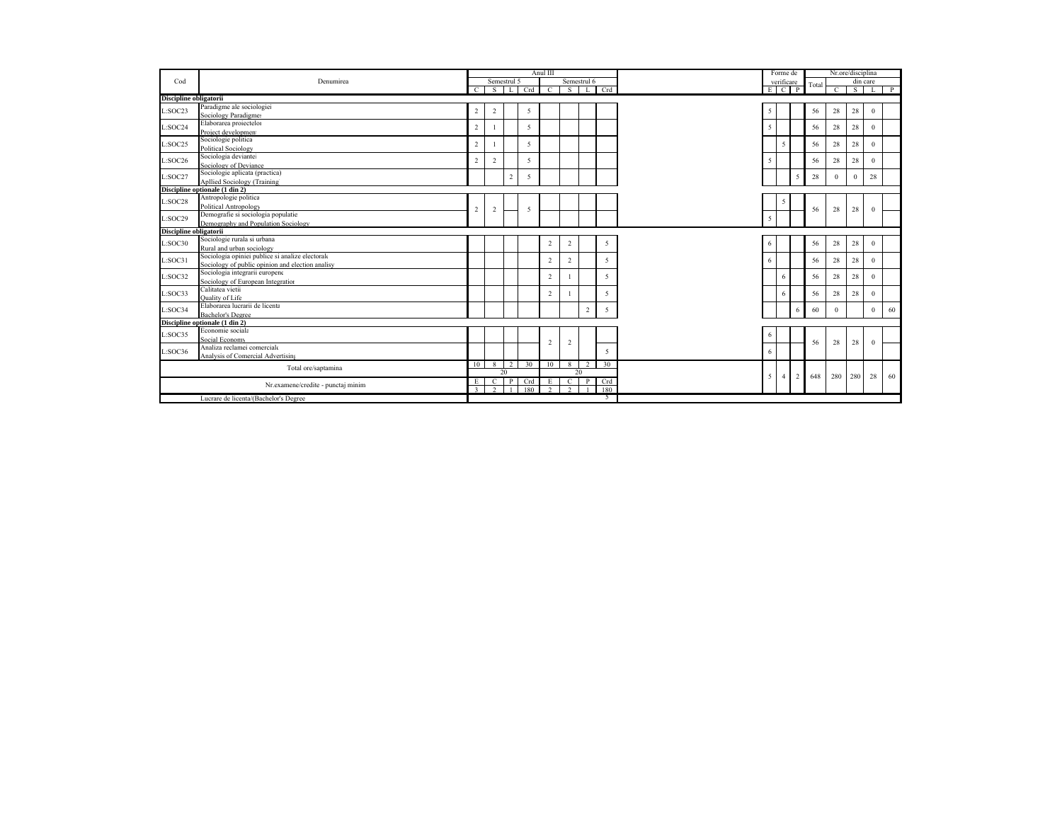| Cod | Denumirea | Anul III | | | | | | | | Forme de verificare | | | Nr.ore/disciplina | | | | |
|---|---|---|---|---|---|---|---|---|---|---|---|---|---|---|---|---|---|
| | | Semestrul 5 | | | | Semestrul 6 | | | | | | | Total | din care | | | |
| | | C | S | L | Crd | C | S | L | Crd | E | C | P | | C | S | L | P |
| **Discipline obligatorii** | | | | | | | | | | | | | | | | | |
| L:SOC23 | Paradigme ale sociologiei<br>Sociology Paradigmes | 2 | 2 | | 5 | | | | | 5 | | | 56 | 28 | 28 | 0 | |
| L:SOC24 | Elaborarea proiectelor<br>Project development | 2 | 1 | | 5 | | | | | 5 | | | 56 | 28 | 28 | 0 | |
| L:SOC25 | Sociologie politica<br>Political Sociology | 2 | 1 | | 5 | | | | | | 5 | | 56 | 28 | 28 | 0 | |
| L:SOC26 | Sociologia deviantei<br>Sociology of Deviance | 2 | 2 | | 5 | | | | | 5 | | | 56 | 28 | 28 | 0 | |
| L:SOC27 | Sociologie aplicata (practica)<br>Apllied Sociology (Training | | | 2 | 5 | | | | | | | 5 | 28 | 0 | 0 | 28 | |
| **Discipline optionale (1 din 2)** | | | | | | | | | | | | | | | | | |
| L:SOC28 | Antropologie politica<br>Political Antropology | 2 | 2 | | 5 | | | | | | 5 | | 56 | 28 | 28 | 0 | |
| L:SOC29 | Demografie si sociologia populatiei<br>Demography and Population Sociology | | | | | | | | | 5 | | | | | | | |
| **Discipline obligatorii** | | | | | | | | | | | | | | | | | |
| L:SOC30 | Sociologie rurala si urbana<br>Rural and urban sociology | | | | | 2 | 2 | | 5 | 6 | | | 56 | 28 | 28 | 0 | |
| L:SOC31 | Sociologia opiniei publice si analize electorale<br>Sociology of public opinion and election analisy | | | | | 2 | 2 | | 5 | 6 | | | 56 | 28 | 28 | 0 | |
| L:SOC32 | Sociologia integrarii europene<br>Sociology of European Integration | | | | | 2 | 1 | | 5 | | 6 | | 56 | 28 | 28 | 0 | |
| L:SOC33 | Calitatea vietii<br>Quality of Life | | | | | 2 | 1 | | 5 | | 6 | | 56 | 28 | 28 | 0 | |
| L:SOC34 | Elaborarea lucrarii de licenta<br>Bachelor's Degree | | | | | | | 2 | 5 | | | 6 | 60 | 0 | | 0 | 60 |
| **Discipline optionale (1 din 2)** | | | | | | | | | | | | | | | | | |
| L:SOC35 | Economie sociala<br>Social Economy | | | | | 2 | 2 | | 5 | 6 | | | 56 | 28 | 28 | 0 | |
| L:SOC36 | Analiza reclamei comerciale<br>Analysis of Comercial Advertising | | | | | | | | | 6 | | | | | | | |
| Total ore/saptamina | | 10 | 8 | 2 | 30 | 10 | 8 | 2 | 30 | 5 | 4 | 2 | 648 | 280 | 280 | 28 | 60 |
| | | 20 | | | | 20 | | | | | | | | | | | |
| Nr.examene/credite - punctaj minim | | E | C | P | Crd | E | C | P | Crd | | | | | | | | |
| | | 3 | 2 | 1 | 180 | 2 | 2 | 1 | 180 | | | | | | | | |
| Lucrare de licenta/(Bachelor's Degree | | | | | | | | | 5 | | | | | | | | |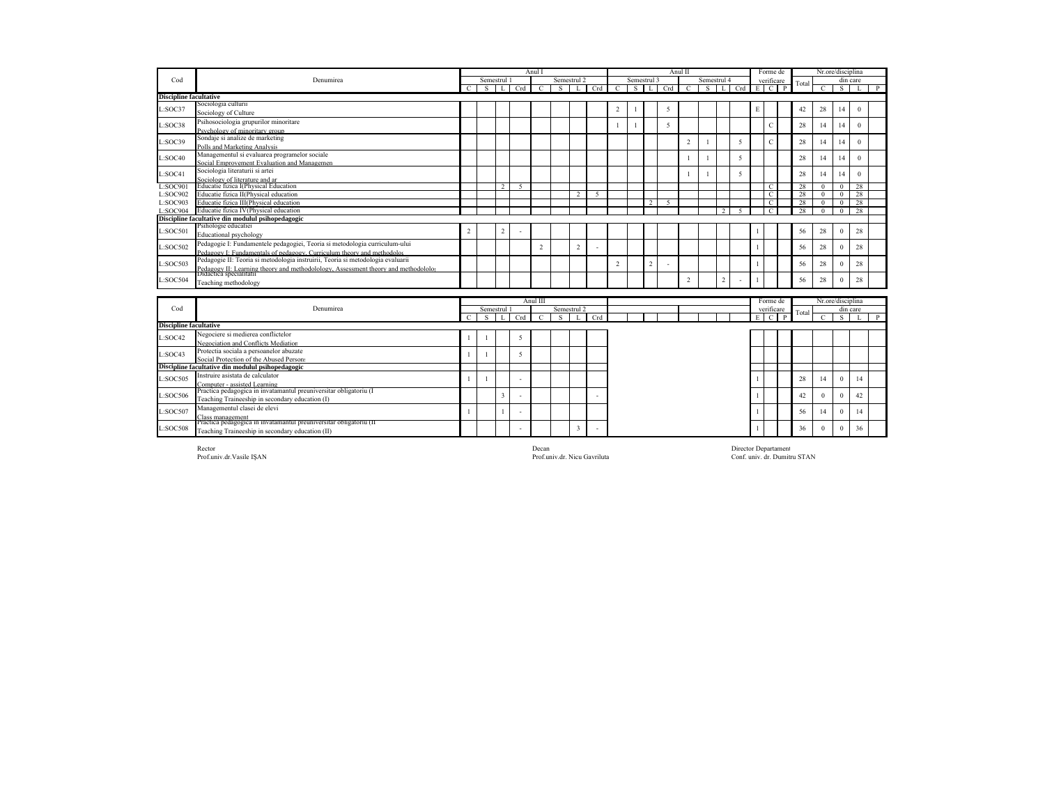| Cod | Denumirea | Anul I | | | | | | | | Anul II | | | | | | | | Forme de verificare | | | Nr.ore/disciplina | | | | |
|---|---|---|---|---|---|---|---|---|---|---|---|---|---|---|---|---|---|---|---|---|---|---|---|---|---|
| | | Semestrul 1 | | | | Semestrul 2 | | | | Semestrul 3 | | | | Semestrul 4 | | | | | | | Total | din care | | | |
| | | C | S | L | Crd | C | S | L | Crd | C | S | L | Crd | C | S | L | Crd | E | C | P | | C | S | L | P |
| **Discipline facultative** | | | | | | | | | | | | | | | | | | | | | | | | | |
| L:SOC37 | Sociologia culturii<br>Sociology of Culture | | | | | | | | | 2 | 1 | | 5 | | | | | E | | | 42 | 28 | 14 | 0 | |
| L:SOC38 | Psihosociologia grupurilor minoritare<br>Psychology of minoritary group | | | | | | | | | 1 | 1 | | 5 | | | | | | C | | 28 | 14 | 14 | 0 | |
| L:SOC39 | Sondaje si analize de marketing<br>Polls and Marketing Analysis | | | | | | | | | | | | | 2 | 1 | | 5 | | C | | 28 | 14 | 14 | 0 | |
| L:SOC40 | Managementul si evaluarea programelor sociale<br>Social Emprovement Evaluation and Managemen | | | | | | | | | | | | | 1 | 1 | | 5 | | | | 28 | 14 | 14 | 0 | |
| L:SOC41 | Sociologia literaturii si artei<br>Sociology of literature and ar | | | | | | | | | | | | | 1 | 1 | | 5 | | | | 28 | 14 | 14 | 0 | |
| L:SOC901 | Educatie fizica I(Physical Education | | | 2 | 5 | | | | | | | | | | | | | | C | | 28 | 0 | 0 | 28 | |
| L:SOC902 | Educatie fizica II(Physical education | | | | | | | 2 | 5 | | | | | | | | | | C | | 28 | 0 | 0 | 28 | |
| L:SOC903 | Educatie fizica III(Physical education | | | | | | | | | | | 2 | 5 | | | | | | C | | 28 | 0 | 0 | 28 | |
| L:SOC904 | Educatie fizica IV(Physical education | | | | | | | | | | | | | | | 2 | 5 | | C | | 28 | 0 | 0 | 28 | |
| **Discipline facultative din modulul psihopedagogic** | | | | | | | | | | | | | | | | | | | | | | | | | |
| L:SOC501 | Psihologie educatiei<br>Educational psychology | 2 | | 2 | - | | | | | | | | | | | | | 1 | | | 56 | 28 | 0 | 28 | |
| L:SOC502 | Pedagogie I: Fundamentele pedagogiei, Teoria si metodologia curriculum-ului<br>Pedagogy I: Fundamentals of pedagogy, Curriculum theory and methodolo | | | | | 2 | | 2 | - | | | | | | | | | 1 | | | 56 | 28 | 0 | 28 | |
| L:SOC503 | Pedagogie II: Teoria si metodologia instruirii, Teoria si metodologia evaluarii<br>Pedagogy II: Learning theory and methodolology, Assessment theory and methodolo | | | | | | | | | 2 | | 2 | - | | | | | 1 | | | 56 | 28 | 0 | 28 | |
| L:SOC504 | Didactica specialitatii<br>Teaching methodology | | | | | | | | | | | | | 2 | | 2 | - | 1 | | | 56 | 28 | 0 | 28 | |

| Cod | Denumirea | Anul III | | | | | | | | Forme de verificare | | | Nr.ore/disciplina | | | | |
|---|---|---|---|---|---|---|---|---|---|---|---|---|---|---|---|---|---|
| | | Semestrul 1 | | | | Semestrul 2 | | | | | | | Total | din care | | | |
| | | C | S | L | Crd | C | S | L | Crd | E | C | P | | C | S | L | P |
| **Discipline facultative** | | | | | | | | | | | | | | | | | |
| L:SOC42 | Negociere si medierea conflictelor<br>Negociation and Conflicts Mediation | 1 | 1 | | 5 | | | | | | | | | | | | |
| L:SOC43 | Protectia sociala a persoanelor abuzate<br>Social Protection of the Abused Person | 1 | 1 | | 5 | | | | | | | | | | | | |
| **Discipline facultative din modulul psihopedagogic** | | | | | | | | | | | | | | | | | |
| L:SOC505 | Instruire asistata de calculator<br>Computer - assisted Learning | 1 | 1 | | - | | | | | 1 | | | 28 | 14 | 0 | 14 | |
| L:SOC506 | Practica pedagogica in invatamantul preuniversitar obligatoriu (I<br>Teaching Traineeship in secondary education (I) | | | 3 | - | | | | - | 1 | | | 42 | 0 | 0 | 42 | |
| L:SOC507 | Managementul clasei de elevi<br>Class management | 1 | | 1 | - | | | | | 1 | | | 56 | 14 | 0 | 14 | |
| L:SOC508 | Practica pedagogica in invatamantul preuniversitar obligatoriu (II<br>Teaching Traineeship in secondary education (II) | | | | - | | | 3 | - | 1 | | | 36 | 0 | 0 | 36 | |

Rector
Prof.univ.dr.Vasile IŞAN

Decan
Prof.univ.dr. Nicu Gavriluta

Director Departament
Conf. univ. dr. Dumitru STAN